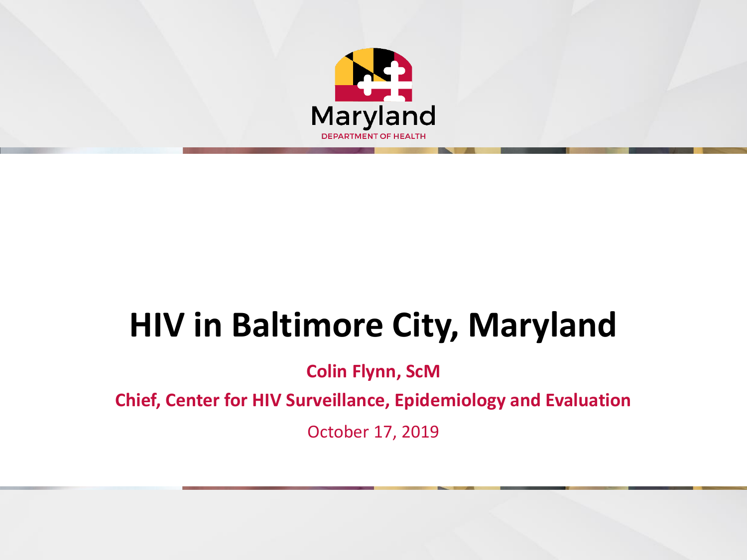Maryland
DEPARTMENT OF HEALTH

# HIV in Baltimore City, Maryland

**Colin Flynn, ScM**

**Chief, Center for HIV Surveillance, Epidemiology and Evaluation**

October 17, 2019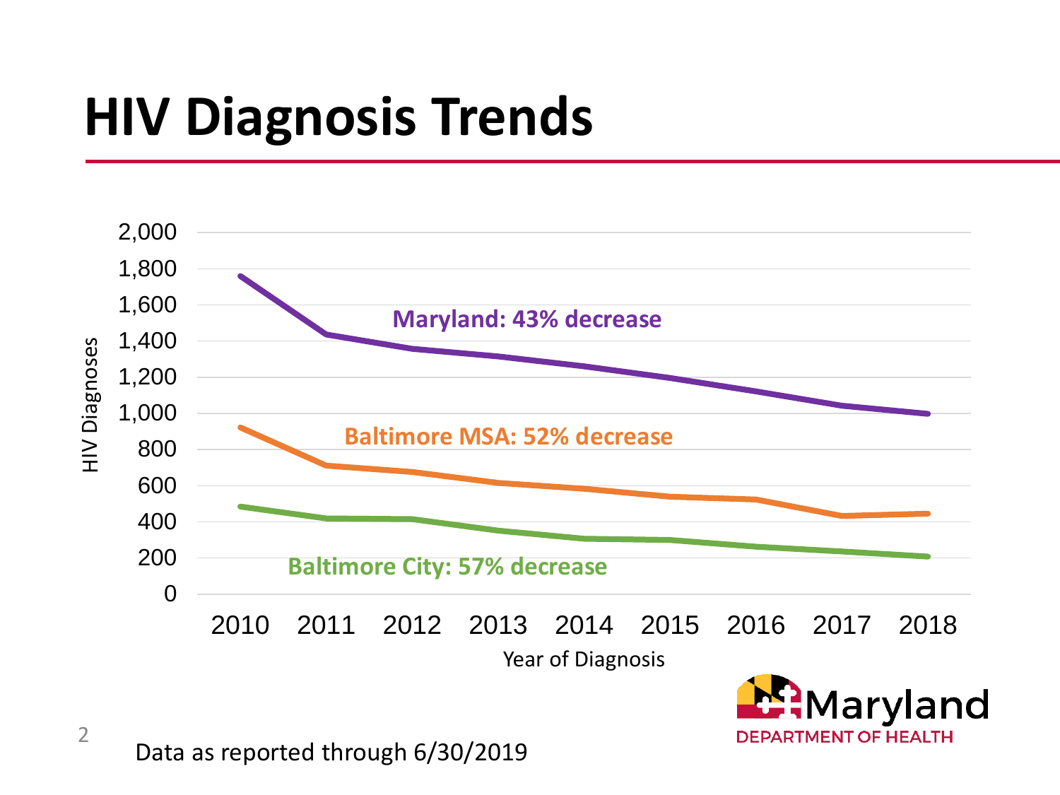# HIV Diagnosis Trends

HIV Diagnoses

2,000
1,800
1,600
1,400
1,200
1,000
800
600
400
200
0

Maryland: 43% decrease

Baltimore MSA: 52% decrease

Baltimore City: 57% decrease

2010 2011 2012 2013 2014 2015 2016 2017 2018

Year of Diagnosis

Maryland DEPARTMENT OF HEALTH

Data as reported through 6/30/2019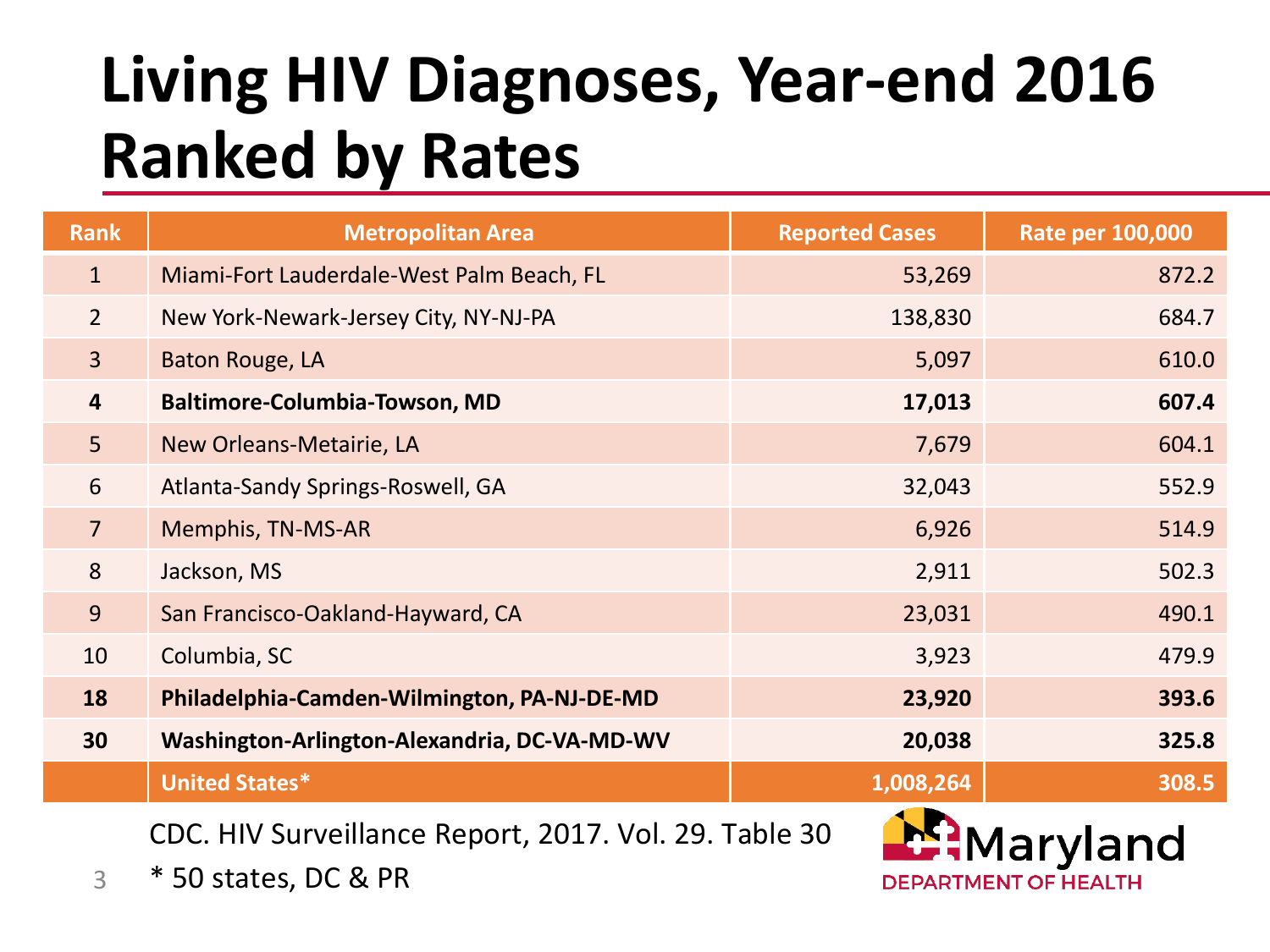# Living HIV Diagnoses, Year-end 2016 Ranked by Rates

| Rank | Metropolitan Area | Reported Cases | Rate per 100,000 |
|---|---|---|---|
| 1 | Miami-Fort Lauderdale-West Palm Beach, FL | 53,269 | 872.2 |
| 2 | New York-Newark-Jersey City, NY-NJ-PA | 138,830 | 684.7 |
| 3 | Baton Rouge, LA | 5,097 | 610.0 |
| **4** | **Baltimore-Columbia-Towson, MD** | **17,013** | **607.4** |
| 5 | New Orleans-Metairie, LA | 7,679 | 604.1 |
| 6 | Atlanta-Sandy Springs-Roswell, GA | 32,043 | 552.9 |
| 7 | Memphis, TN-MS-AR | 6,926 | 514.9 |
| 8 | Jackson, MS | 2,911 | 502.3 |
| 9 | San Francisco-Oakland-Hayward, CA | 23,031 | 490.1 |
| 10 | Columbia, SC | 3,923 | 479.9 |
| **18** | **Philadelphia-Camden-Wilmington, PA-NJ-DE-MD** | **23,920** | **393.6** |
| **30** | **Washington-Arlington-Alexandria, DC-VA-MD-WV** | **20,038** | **325.8** |
| | **United States*** | **1,008,264** | **308.5** |

CDC. HIV Surveillance Report, 2017. Vol. 29. Table 30

* 50 states, DC & PR

Maryland DEPARTMENT OF HEALTH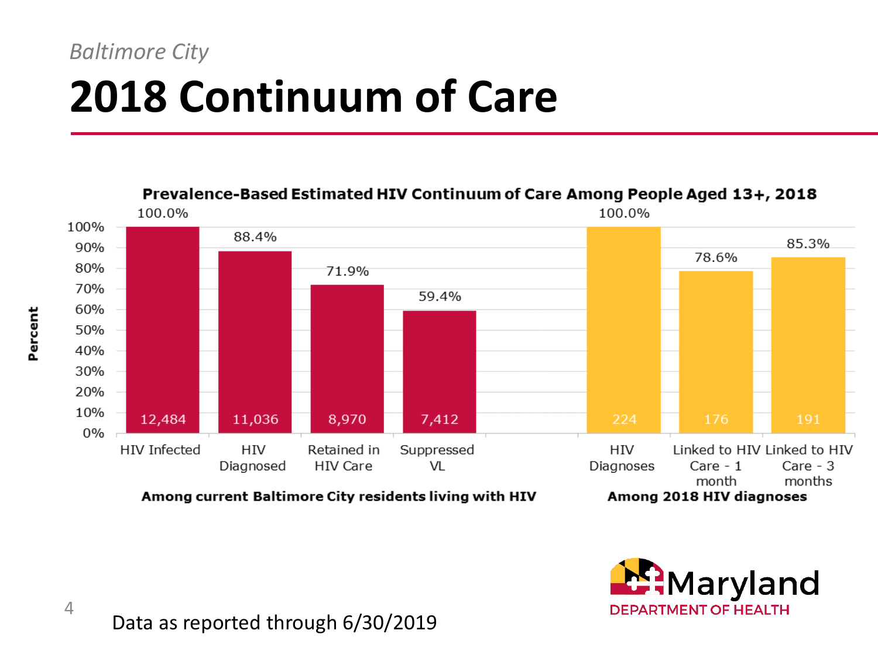*Baltimore City*

# 2018 Continuum of Care

**Prevalence-Based Estimated HIV Continuum of Care Among People Aged 13+, 2018**

Percent

100%
90%
80%
70%
60%
50%
40%
30%
20%
10%
0%

HIV Infected: 100.0%, 12,484
HIV Diagnosed: 88.4%, 11,036
Retained in HIV Care: 71.9%, 8,970
Suppressed VL: 59.4%, 7,412

**Among current Baltimore City residents living with HIV**

HIV Diagnoses: 100.0%, 224
Linked to HIV Care - 1 month: 78.6%, 176
Linked to HIV Care - 3 months: 85.3%, 191

**Among 2018 HIV diagnoses**

Maryland DEPARTMENT OF HEALTH

Data as reported through 6/30/2019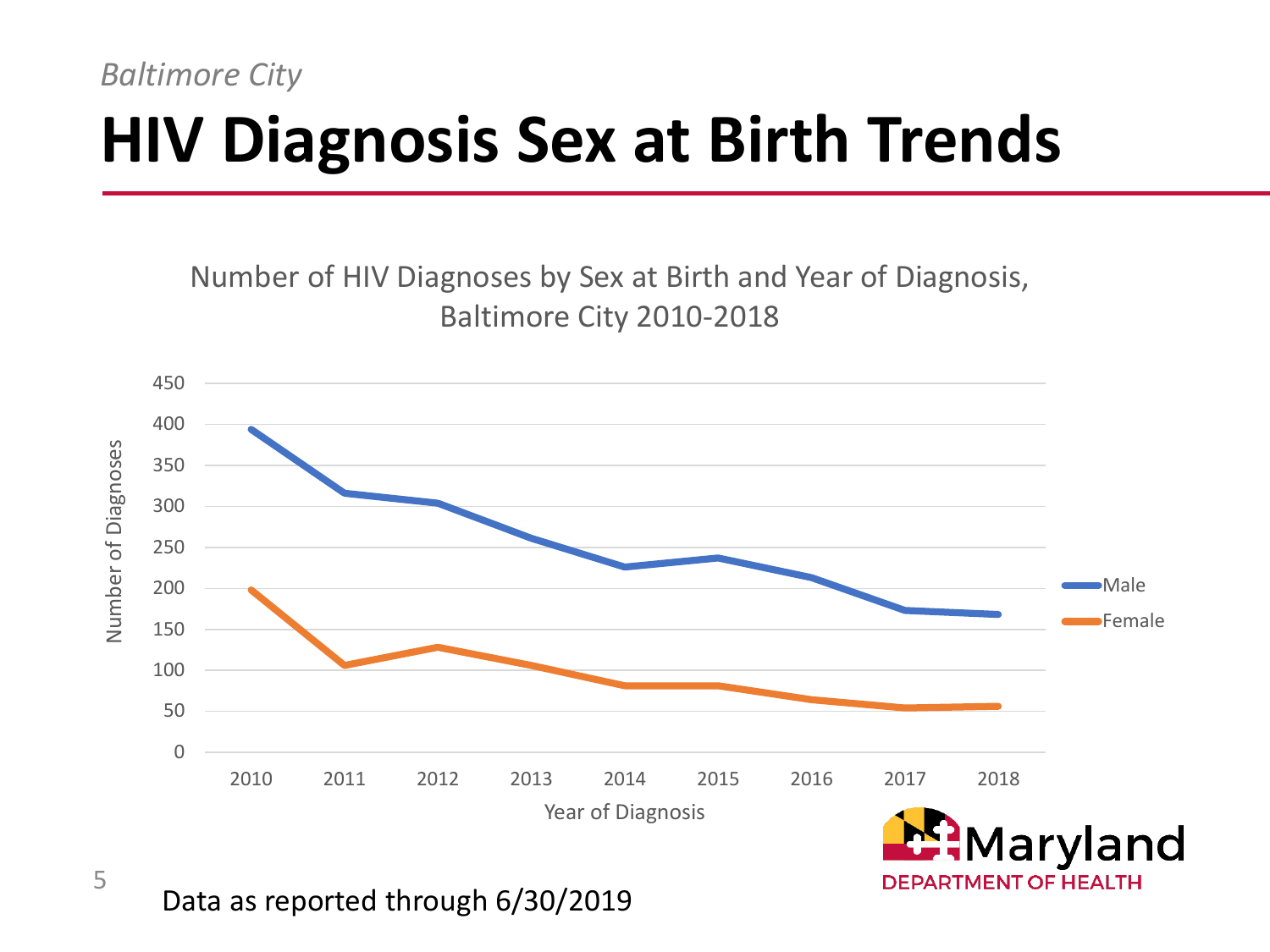*Baltimore City*

# HIV Diagnosis Sex at Birth Trends

Number of HIV Diagnoses by Sex at Birth and Year of Diagnosis, Baltimore City 2010-2018

Number of Diagnoses

450
400
350
300
250
200
150
100
50
0

2010
2011
2012
2013
2014
2015
2016
2017
2018

Year of Diagnosis

Male
Female

Data as reported through 6/30/2019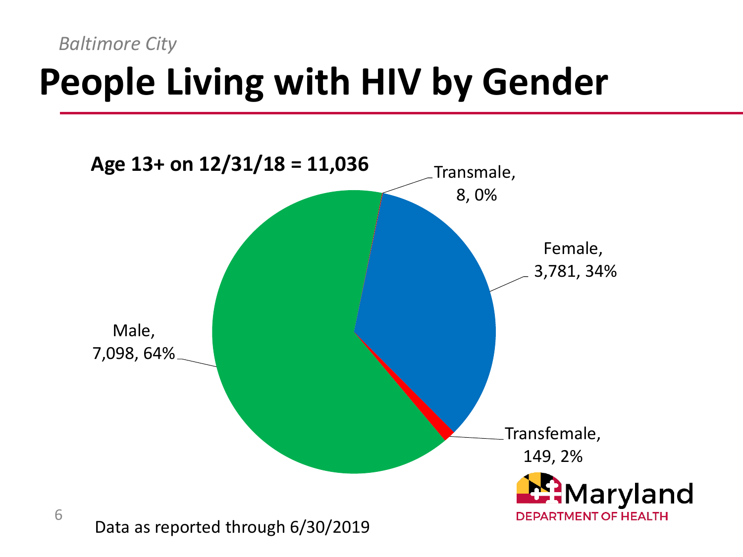*Baltimore City*

# People Living with HIV by Gender

**Age 13+ on 12/31/18 = 11,036**

Transmale, 8, 0%

Female, 3,781, 34%

Transfemale, 149, 2%

Male, 7,098, 64%

Data as reported through 6/30/2019

Maryland DEPARTMENT OF HEALTH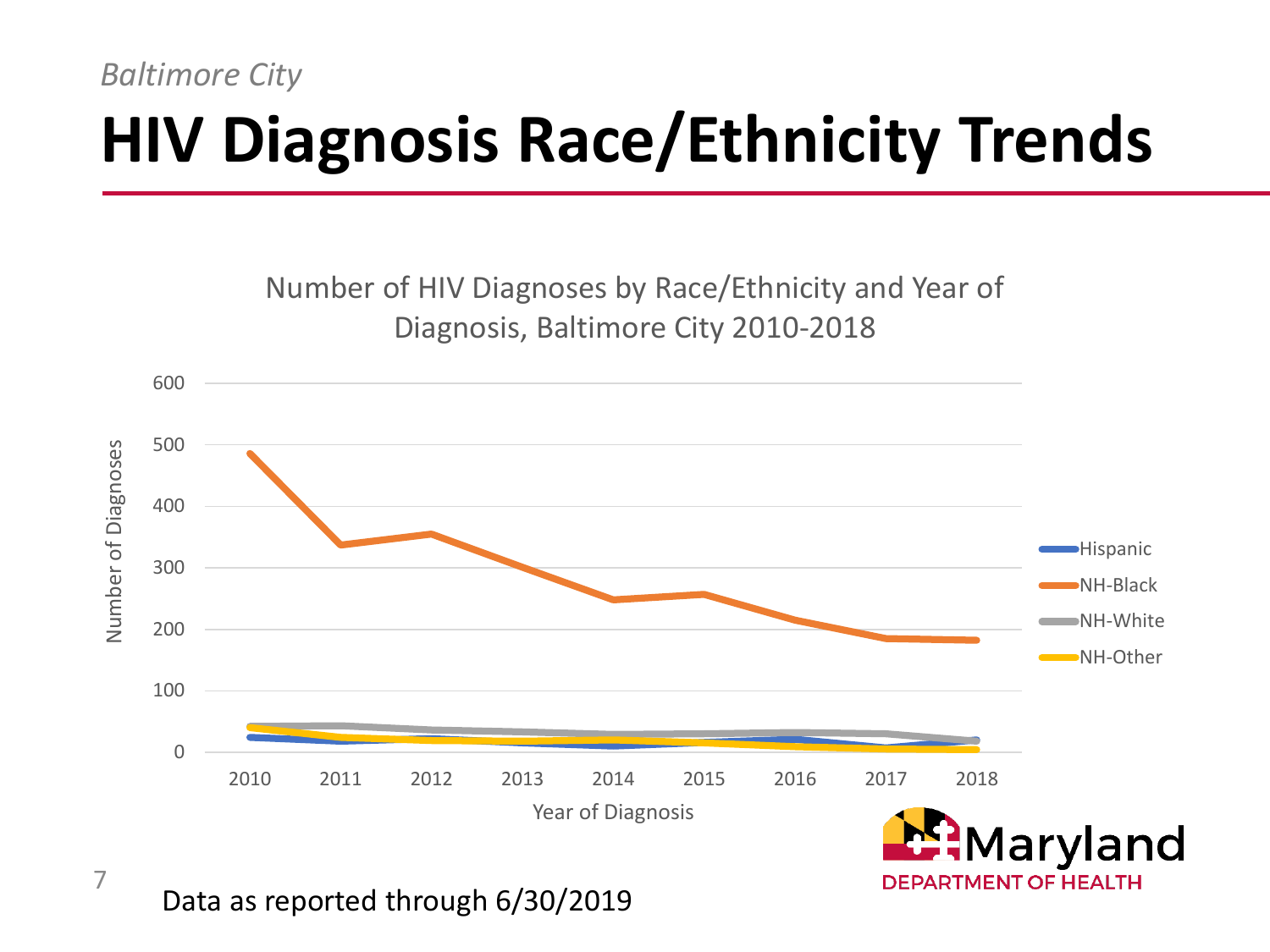*Baltimore City*

# HIV Diagnosis Race/Ethnicity Trends

Number of HIV Diagnoses by Race/Ethnicity and Year of Diagnosis, Baltimore City 2010-2018

Number of Diagnoses

600
500
400
300
200
100
0

2010 2011 2012 2013 2014 2015 2016 2017 2018

Year of Diagnosis

Hispanic
NH-Black
NH-White
NH-Other

Maryland DEPARTMENT OF HEALTH

Data as reported through 6/30/2019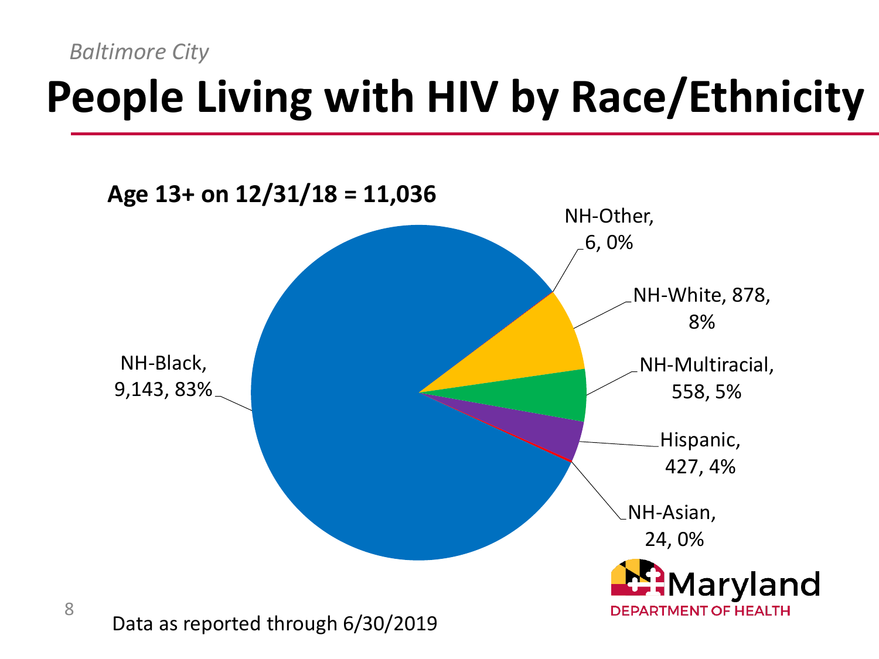*Baltimore City*

# People Living with HIV by Race/Ethnicity

**Age 13+ on 12/31/18 = 11,036**

NH-Other, 6, 0%

NH-White, 878, 8%

NH-Multiracial, 558, 5%

Hispanic, 427, 4%

NH-Asian, 24, 0%

NH-Black, 9,143, 83%

Maryland DEPARTMENT OF HEALTH

Data as reported through 6/30/2019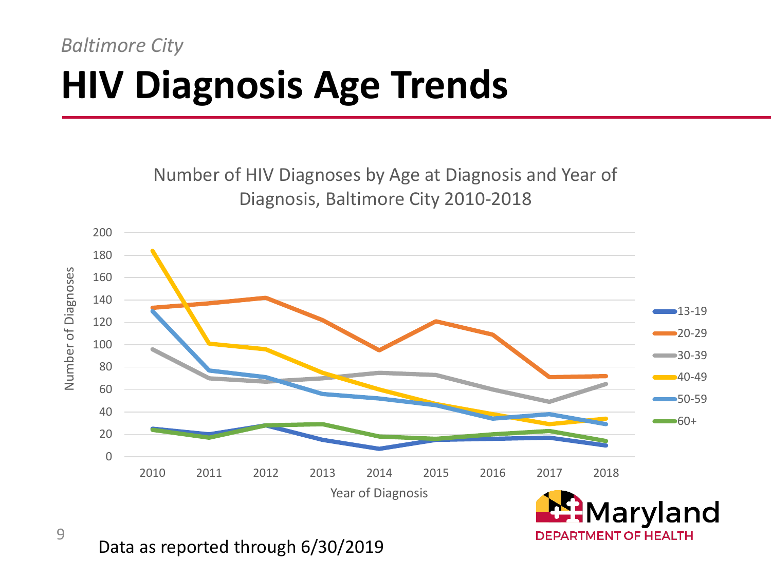*Baltimore City*

# HIV Diagnosis Age Trends

Number of HIV Diagnoses by Age at Diagnosis and Year of Diagnosis, Baltimore City 2010-2018

Number of Diagnoses

200
180
160
140
120
100
80
60
40
20
0

2010 2011 2012 2013 2014 2015 2016 2017 2018

Year of Diagnosis

13-19
20-29
30-39
40-49
50-59
60+

Maryland DEPARTMENT OF HEALTH

Data as reported through 6/30/2019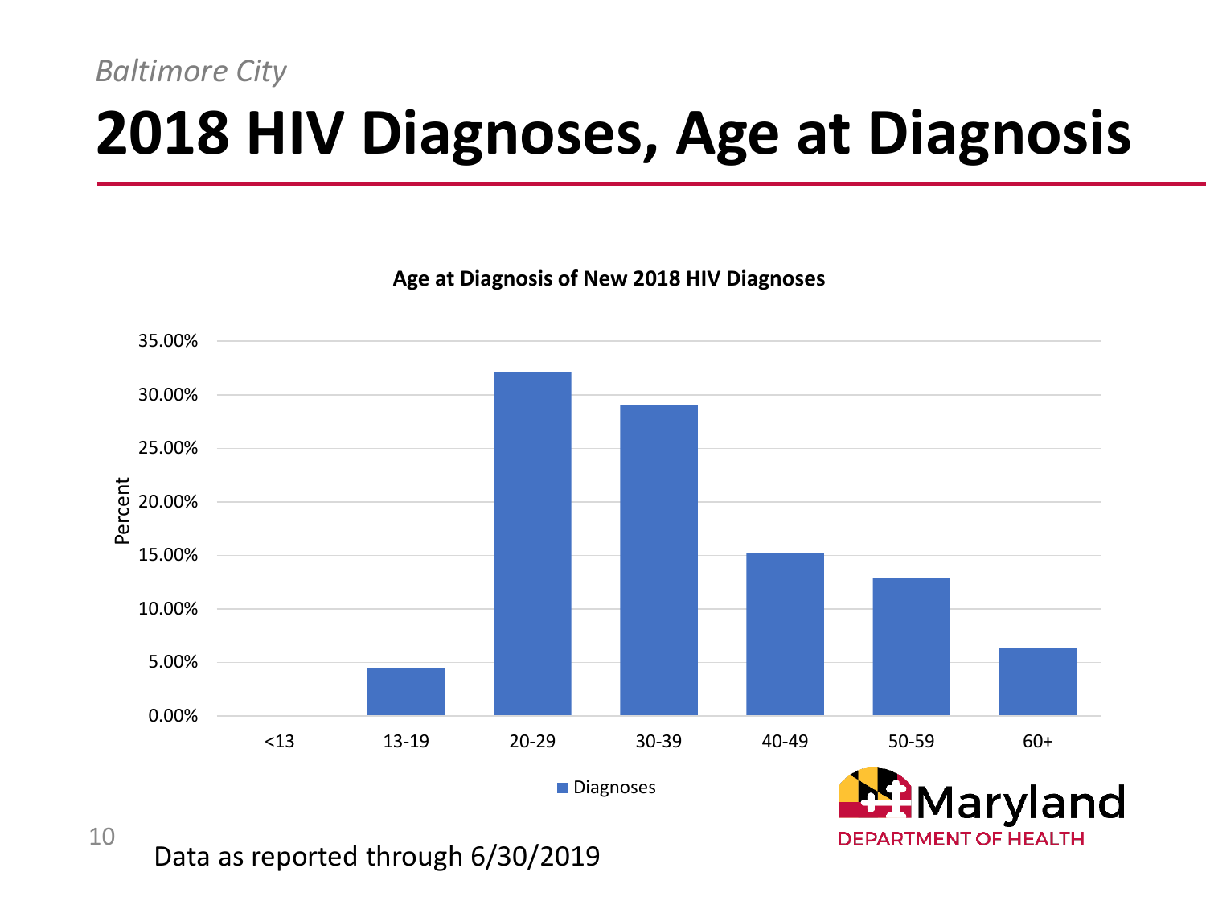*Baltimore City*

# 2018 HIV Diagnoses, Age at Diagnosis

**Age at Diagnosis of New 2018 HIV Diagnoses**

Percent

35.00%
30.00%
25.00%
20.00%
15.00%
10.00%
5.00%
0.00%

<13
13-19
20-29
30-39
40-49
50-59
60+

Diagnoses

Maryland
DEPARTMENT OF HEALTH

Data as reported through 6/30/2019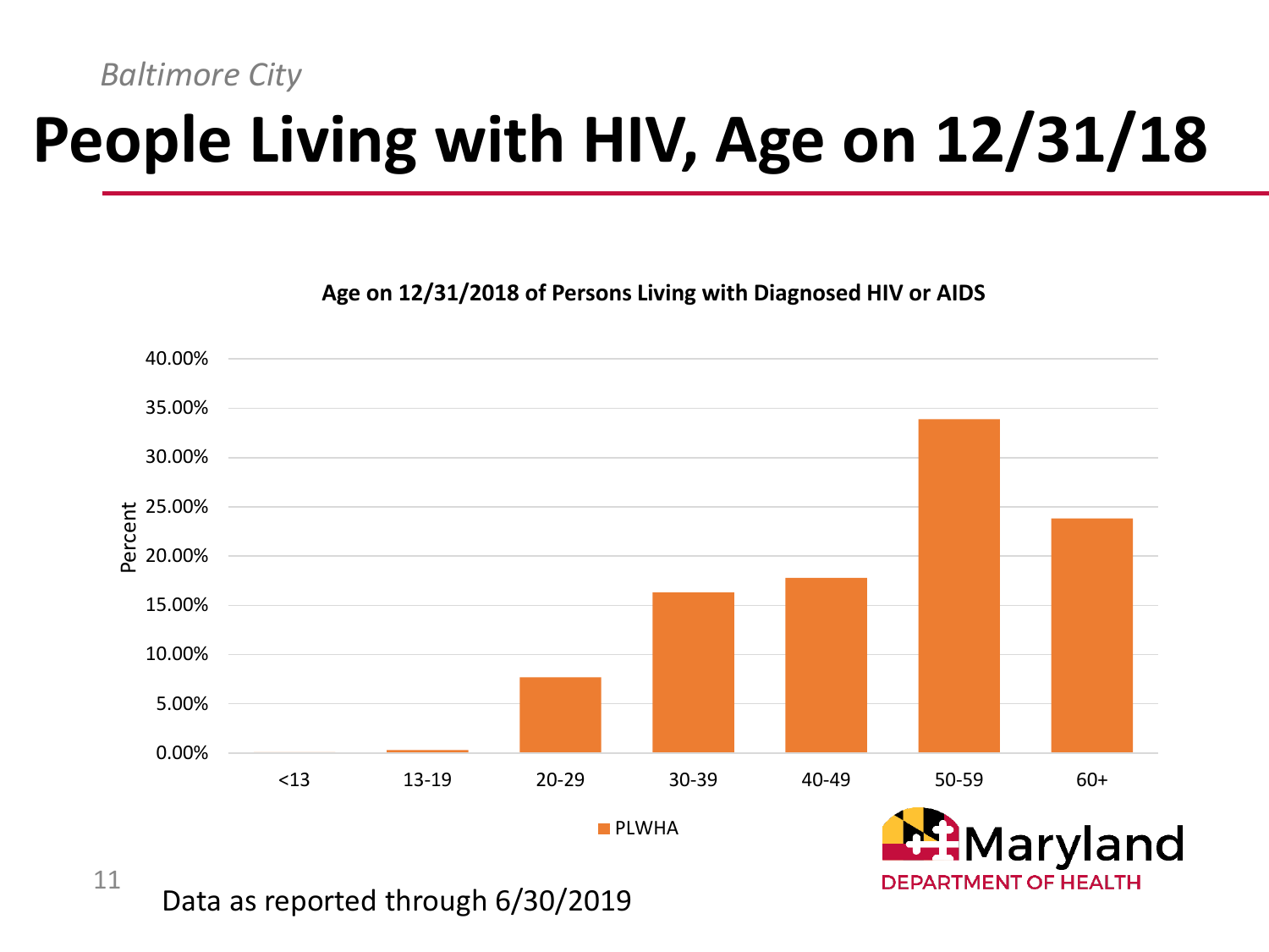*Baltimore City*

# People Living with HIV, Age on 12/31/18

Age on 12/31/2018 of Persons Living with Diagnosed HIV or AIDS

Percent

40.00%
35.00%
30.00%
25.00%
20.00%
15.00%
10.00%
5.00%
0.00%

<13
13-19
20-29
30-39
40-49
50-59
60+

PLWHA

Maryland DEPARTMENT OF HEALTH

Data as reported through 6/30/2019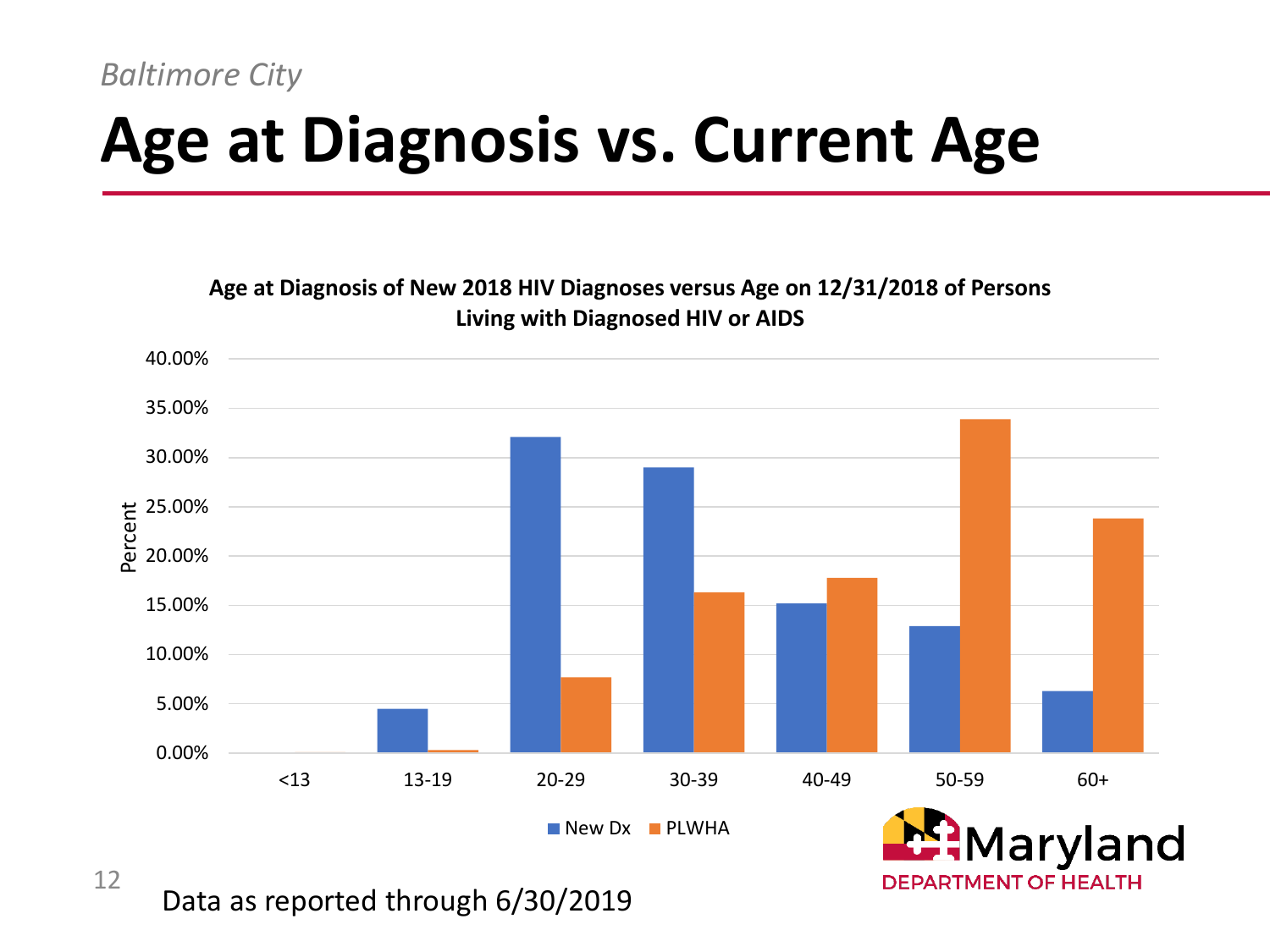*Baltimore City*

# Age at Diagnosis vs. Current Age

**Age at Diagnosis of New 2018 HIV Diagnoses versus Age on 12/31/2018 of Persons Living with Diagnosed HIV or AIDS**

40.00%
35.00%
30.00%
25.00%
20.00%
15.00%
10.00%
5.00%
0.00%

Percent

<13
13-19
20-29
30-39
40-49
50-59
60+

New Dx
PLWHA

Maryland DEPARTMENT OF HEALTH

Data as reported through 6/30/2019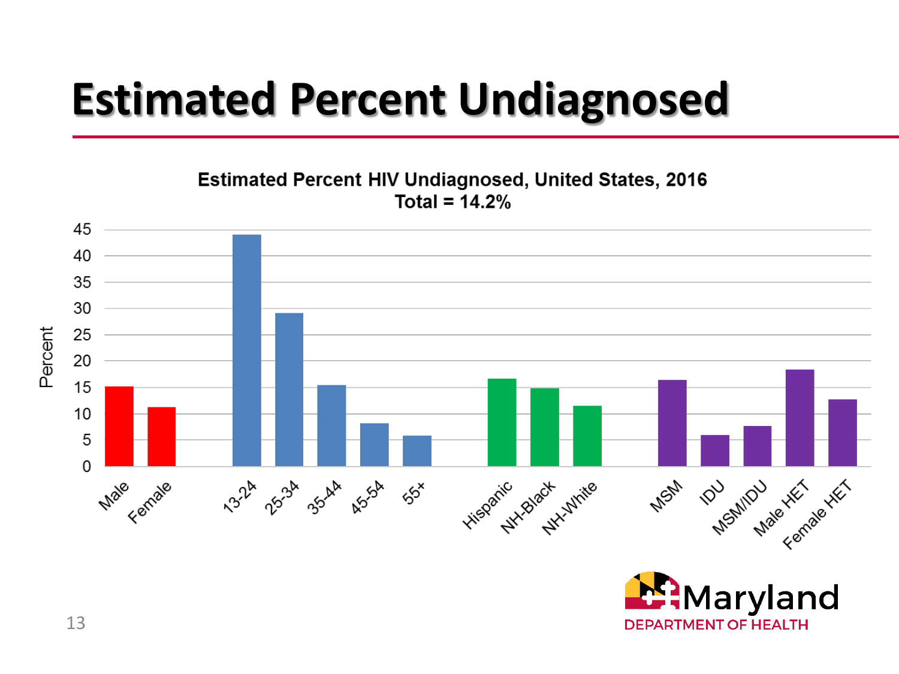# Estimated Percent Undiagnosed

Estimated Percent HIV Undiagnosed, United States, 2016
Total = 14.2%

Percent

45
40
35
30
25
20
15
10
5
0

Male
Female
13-24
25-34
35-44
45-54
55+
Hispanic
NH-Black
NH-White
MSM
IDU
MSM/IDU
Male HET
Female HET

Maryland
DEPARTMENT OF HEALTH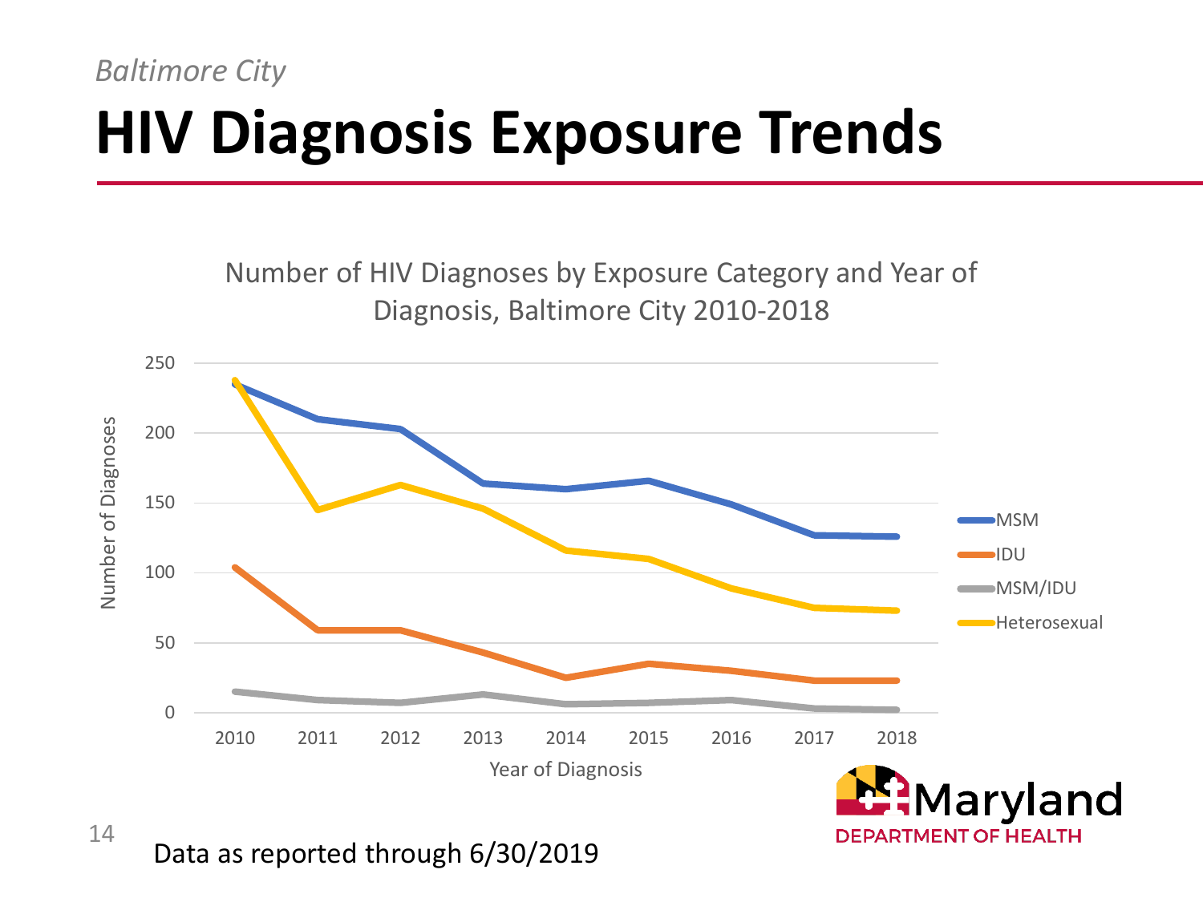*Baltimore City*

# HIV Diagnosis Exposure Trends

Number of HIV Diagnoses by Exposure Category and Year of Diagnosis, Baltimore City 2010-2018

Data as reported through 6/30/2019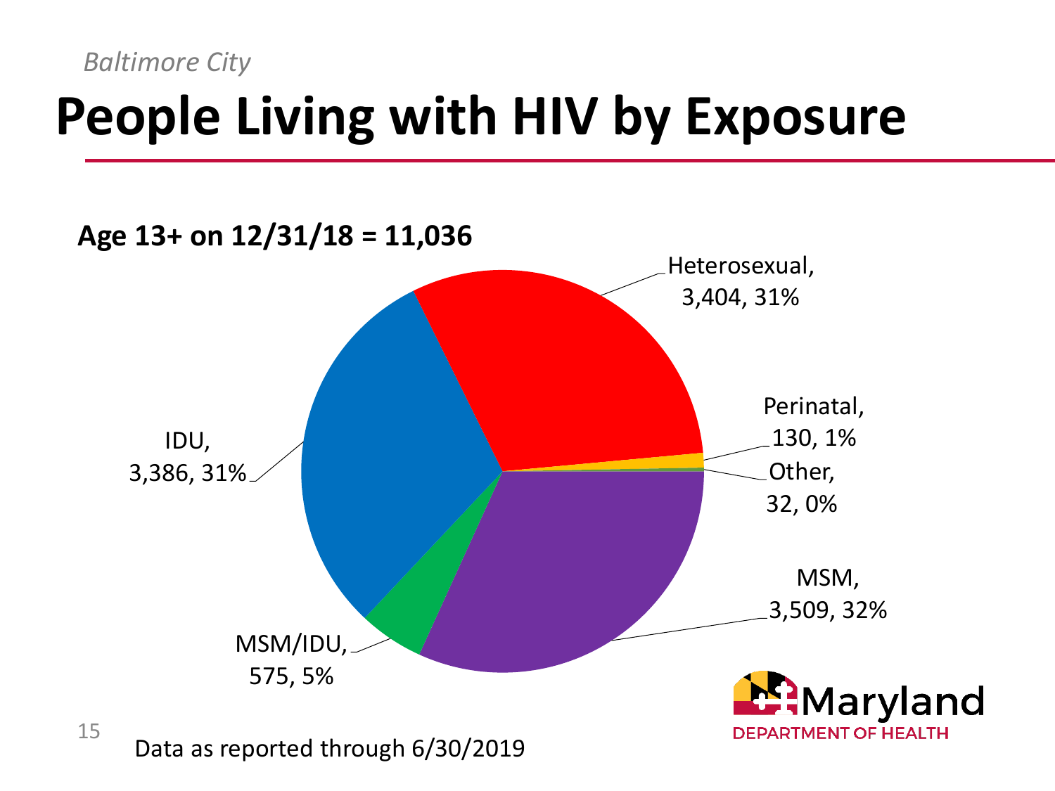*Baltimore City*

# People Living with HIV by Exposure

**Age 13+ on 12/31/18 = 11,036**

| Exposure | Number | Percent |
| --- | --- | --- |
| Heterosexual | 3,404 | 31% |
| Perinatal | 130 | 1% |
| Other | 32 | 0% |
| MSM | 3,509 | 32% |
| MSM/IDU | 575 | 5% |
| IDU | 3,386 | 31% |

Data as reported through 6/30/2019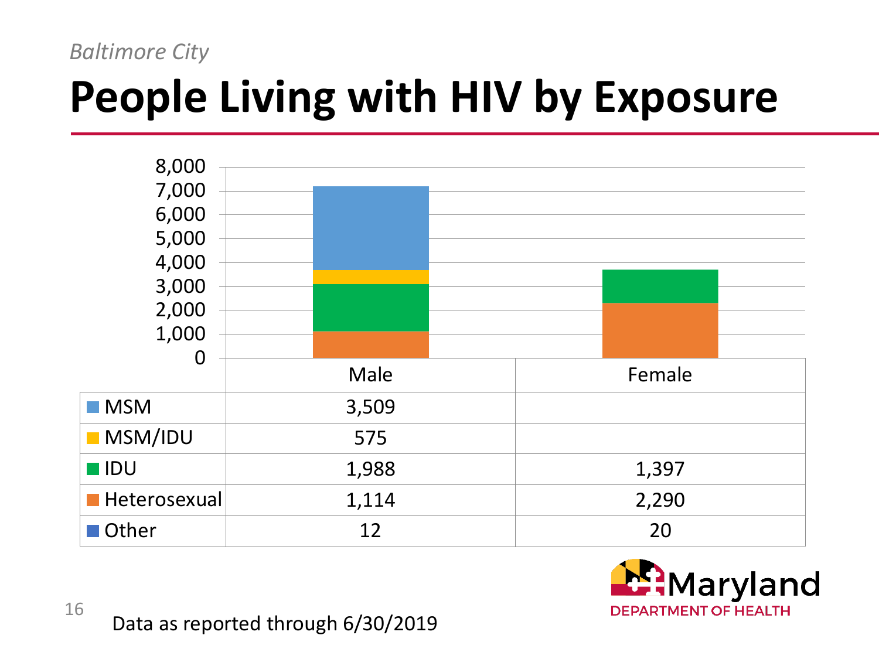*Baltimore City*

# People Living with HIV by Exposure

8,000
7,000
6,000
5,000
4,000
3,000
2,000
1,000
0

| | Male | Female |
|---|---|---|
| MSM | 3,509 | |
| MSM/IDU | 575 | |
| IDU | 1,988 | 1,397 |
| Heterosexual | 1,114 | 2,290 |
| Other | 12 | 20 |

Data as reported through 6/30/2019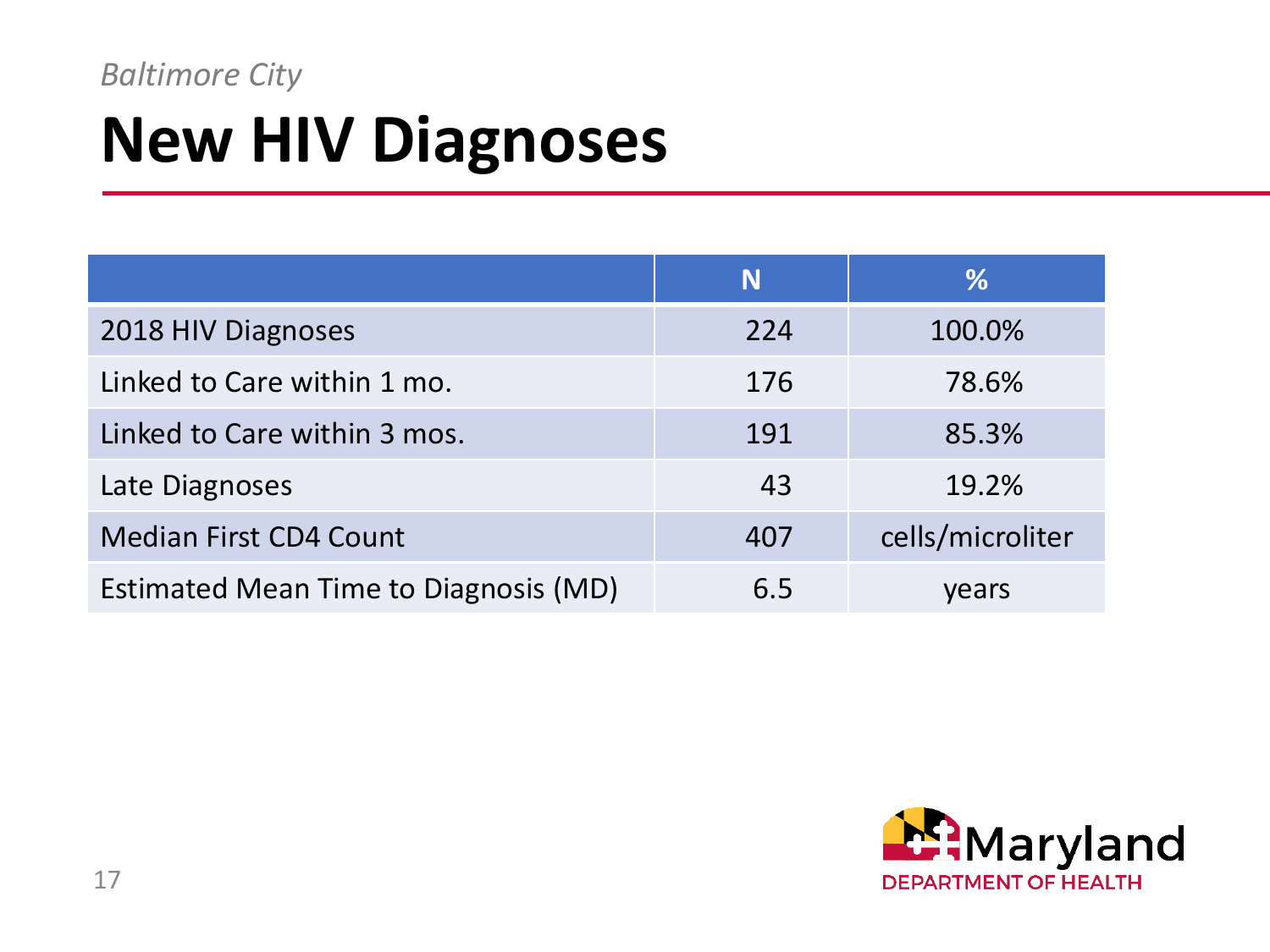*Baltimore City*

# New HIV Diagnoses

| | N | % |
|---|---|---|
| 2018 HIV Diagnoses | 224 | 100.0% |
| Linked to Care within 1 mo. | 176 | 78.6% |
| Linked to Care within 3 mos. | 191 | 85.3% |
| Late Diagnoses | 43 | 19.2% |
| Median First CD4 Count | 407 | cells/microliter |
| Estimated Mean Time to Diagnosis (MD) | 6.5 | years |

Maryland DEPARTMENT OF HEALTH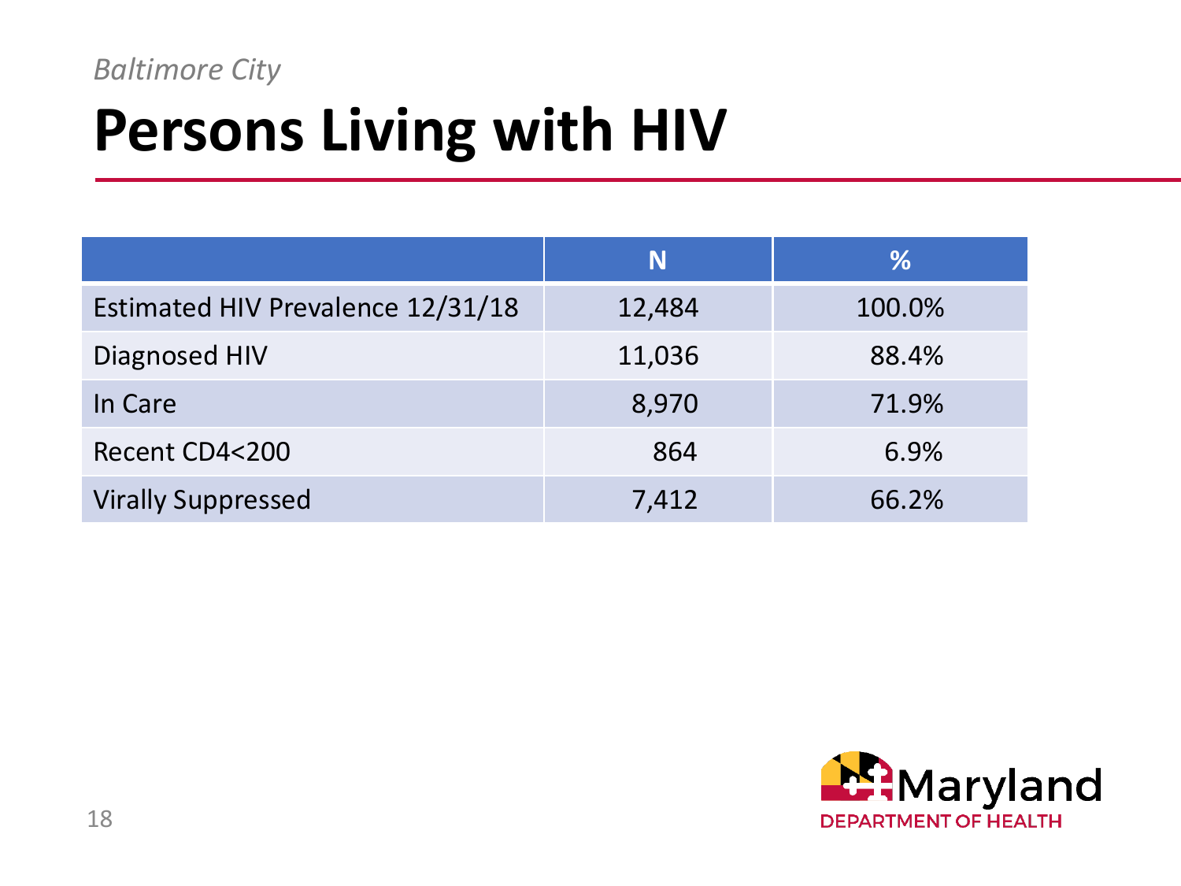*Baltimore City*

# Persons Living with HIV

| | N | % |
|---|---|---|
| Estimated HIV Prevalence 12/31/18 | 12,484 | 100.0% |
| Diagnosed HIV | 11,036 | 88.4% |
| In Care | 8,970 | 71.9% |
| Recent CD4<200 | 864 | 6.9% |
| Virally Suppressed | 7,412 | 66.2% |

Maryland
DEPARTMENT OF HEALTH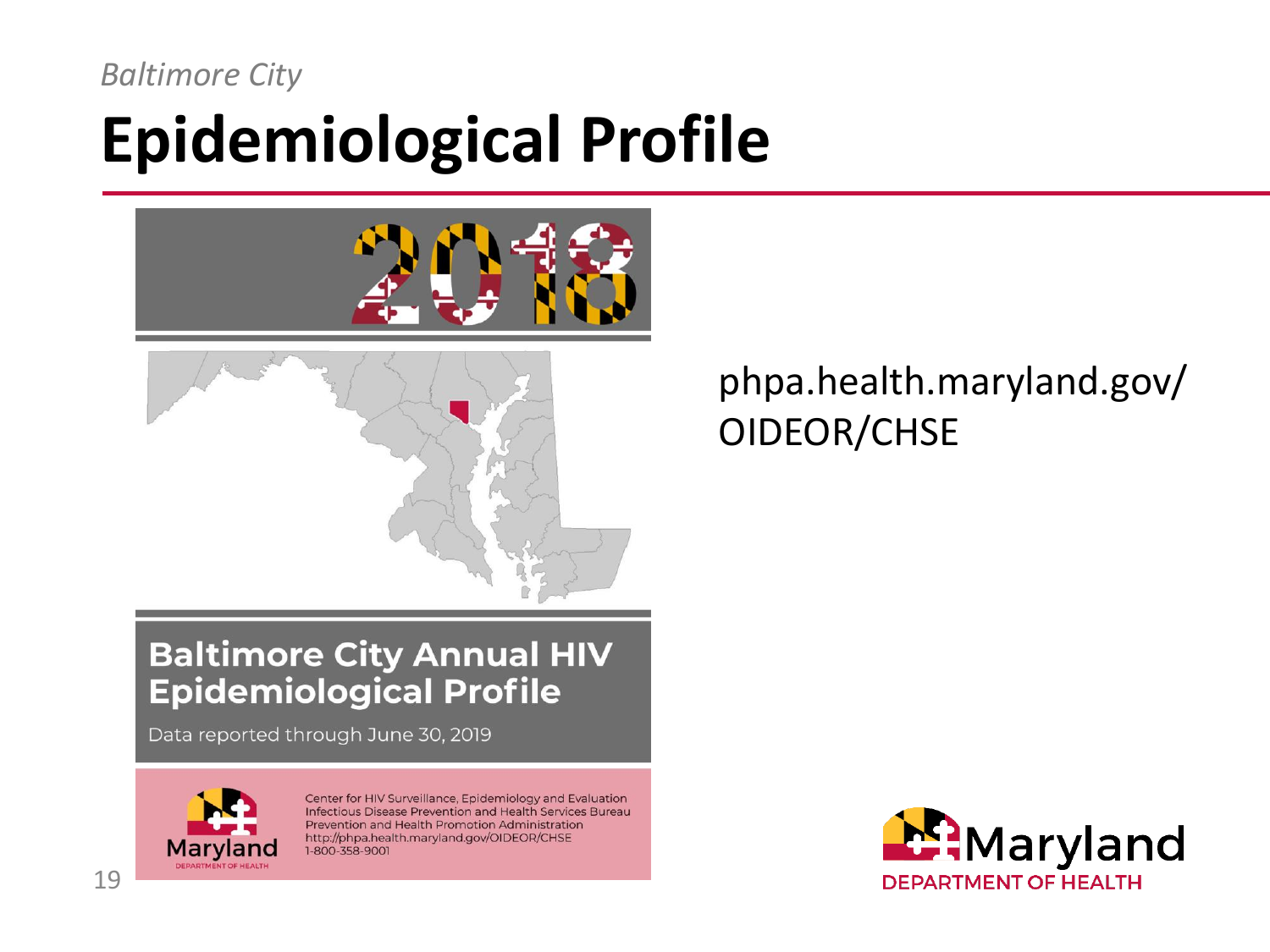*Baltimore City*

# Epidemiological Profile

2018

## Baltimore City Annual HIV Epidemiological Profile

Data reported through June 30, 2019

Maryland DEPARTMENT OF HEALTH

Center for HIV Surveillance, Epidemiology and Evaluation
Infectious Disease Prevention and Health Services Bureau
Prevention and Health Promotion Administration
http://phpa.health.maryland.gov/OIDEOR/CHSE
1-800-358-9001

phpa.health.maryland.gov/OIDEOR/CHSE

Maryland DEPARTMENT OF HEALTH